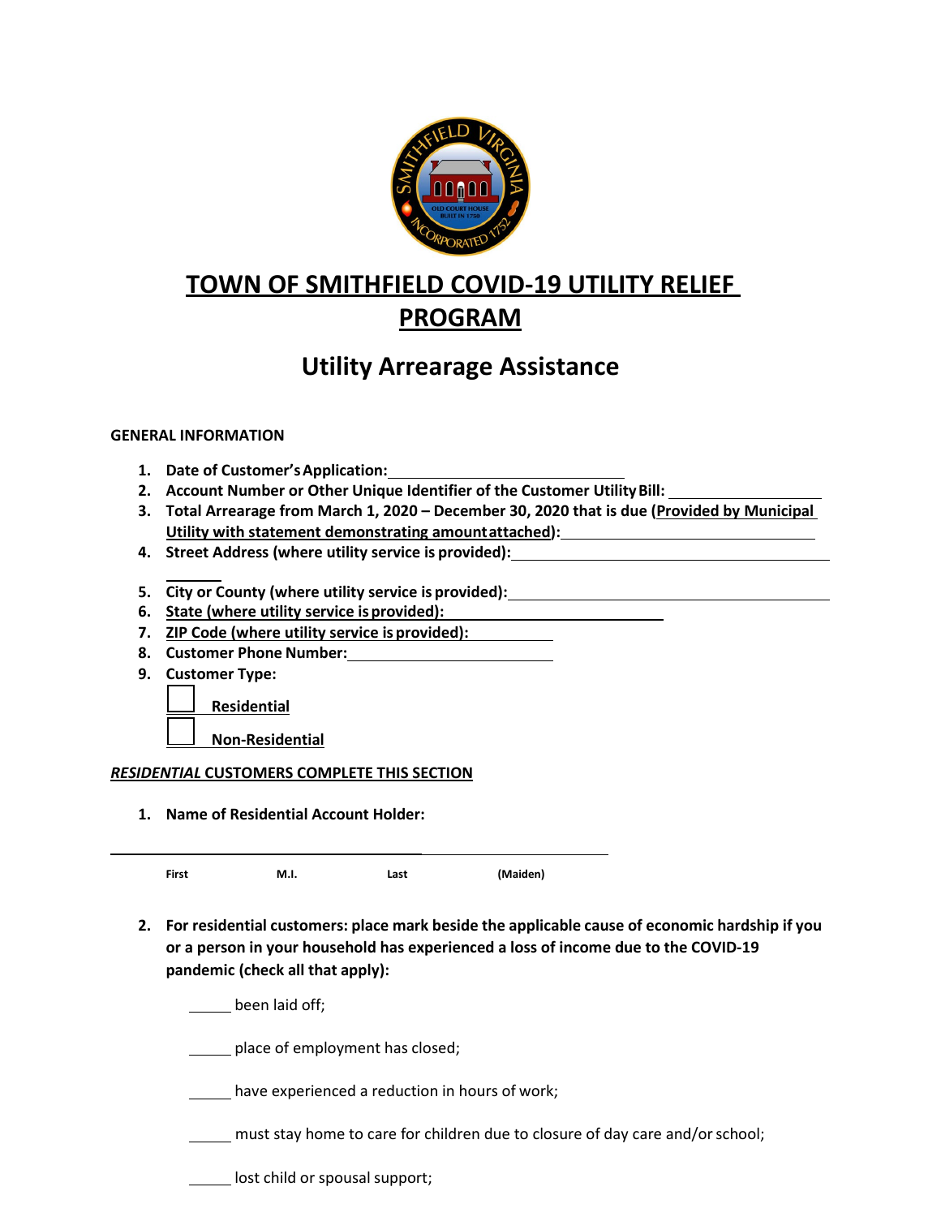# TOWN OF SMITHFIELD COVID-19 UTILITY RELIEF PROGRAM

## Utility Arrearage Assistance

**GENERAL INFORMATION**

1. **Date of Customer's Application:** ______________________
2. **Account Number or Other Unique Identifier of the Customer Utility Bill:** ______________
3. **Total Arrearage from March 1, 2020 – December 30, 2020 that is due (Provided by Municipal Utility with statement demonstrating amount attached):** ______________________
4. **Street Address (where utility service is provided):** ______________________
5. **City or County (where utility service is provided):** ______________________
6. **State (where utility service is provided):** ______________________
7. **ZIP Code (where utility service is provided):** __________
8. **Customer Phone Number:** ______________________
9. **Customer Type:**

   ☐ **Residential**

   ☐ **Non-Residential**

***RESIDENTIAL* CUSTOMERS COMPLETE THIS SECTION**

1. **Name of Residential Account Holder:**

______________________________________________

**First** **M.I.** **Last** **(Maiden)**

2. **For residential customers: place mark beside the applicable cause of economic hardship if you or a person in your household has experienced a loss of income due to the COVID-19 pandemic (check all that apply):**

   _____ been laid off;

   _____ place of employment has closed;

   _____ have experienced a reduction in hours of work;

   _____ must stay home to care for children due to closure of day care and/or school;

   _____ lost child or spousal support;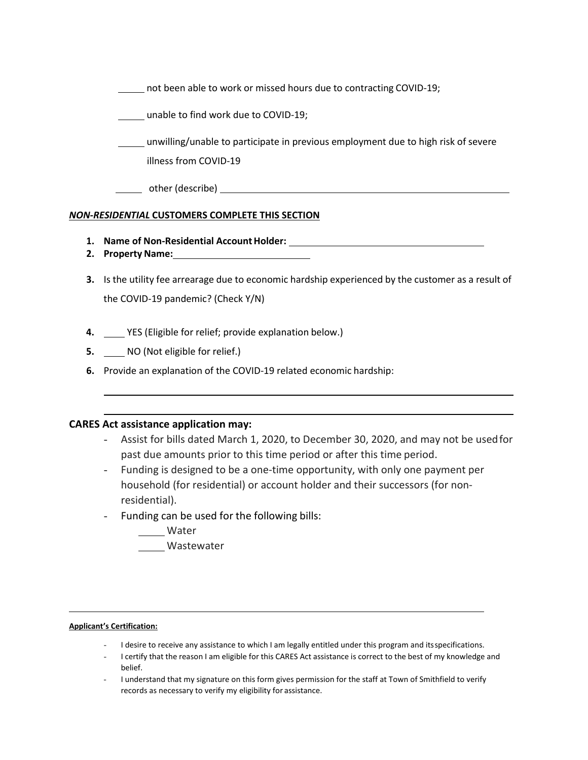_____ not been able to work or missed hours due to contracting COVID-19;

_____ unable to find work due to COVID-19;

_____ unwilling/unable to participate in previous employment due to high risk of severe illness from COVID-19

_____ other (describe) ____________________________________________________________

***NON-RESIDENTIAL*** **CUSTOMERS COMPLETE THIS SECTION**

1. **Name of Non-Residential Account Holder:** ________________________________________
2. **Property Name:** ____________________________
3. Is the utility fee arrearage due to economic hardship experienced by the customer as a result of the COVID-19 pandemic? (Check Y/N)
4. ____ YES (Eligible for relief; provide explanation below.)
5. ____ NO (Not eligible for relief.)
6. Provide an explanation of the COVID-19 related economic hardship:

___________________________________________________________________________________

___________________________________________________________________________________

**CARES Act assistance application may:**

- Assist for bills dated March 1, 2020, to December 30, 2020, and may not be used for past due amounts prior to this time period or after this time period.
- Funding is designed to be a one-time opportunity, with only one payment per household (for residential) or account holder and their successors (for non-residential).
- Funding can be used for the following bills:
  - _____ Water
  - _____ Wastewater

**Applicant's Certification:**

- I desire to receive any assistance to which I am legally entitled under this program and its specifications.
- I certify that the reason I am eligible for this CARES Act assistance is correct to the best of my knowledge and belief.
- I understand that my signature on this form gives permission for the staff at Town of Smithfield to verify records as necessary to verify my eligibility for assistance.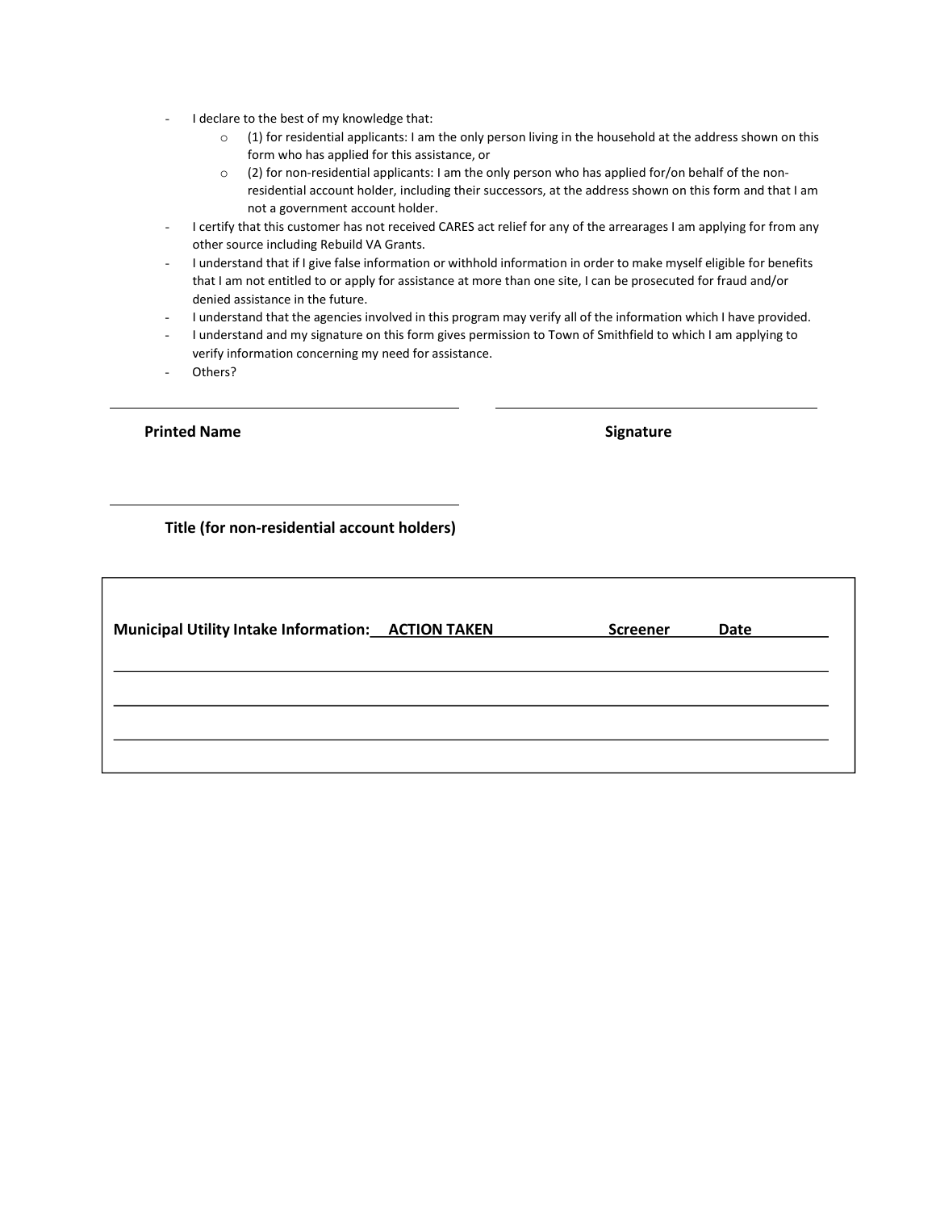- I declare to the best of my knowledge that:
  - (1) for residential applicants: I am the only person living in the household at the address shown on this form who has applied for this assistance, or
  - (2) for non-residential applicants: I am the only person who has applied for/on behalf of the non-residential account holder, including their successors, at the address shown on this form and that I am not a government account holder.
- I certify that this customer has not received CARES act relief for any of the arrearages I am applying for from any other source including Rebuild VA Grants.
- I understand that if I give false information or withhold information in order to make myself eligible for benefits that I am not entitled to or apply for assistance at more than one site, I can be prosecuted for fraud and/or denied assistance in the future.
- I understand that the agencies involved in this program may verify all of the information which I have provided.
- I understand and my signature on this form gives permission to Town of Smithfield to which I am applying to verify information concerning my need for assistance.
- Others?

______________________________ ______________________________

**Printed Name** **Signature**

______________________________

**Title (for non-residential account holders)**

**Municipal Utility Intake Information:** __**ACTION TAKEN**__ **Screener** **Date**

______________________________________________________________________

______________________________________________________________________

______________________________________________________________________